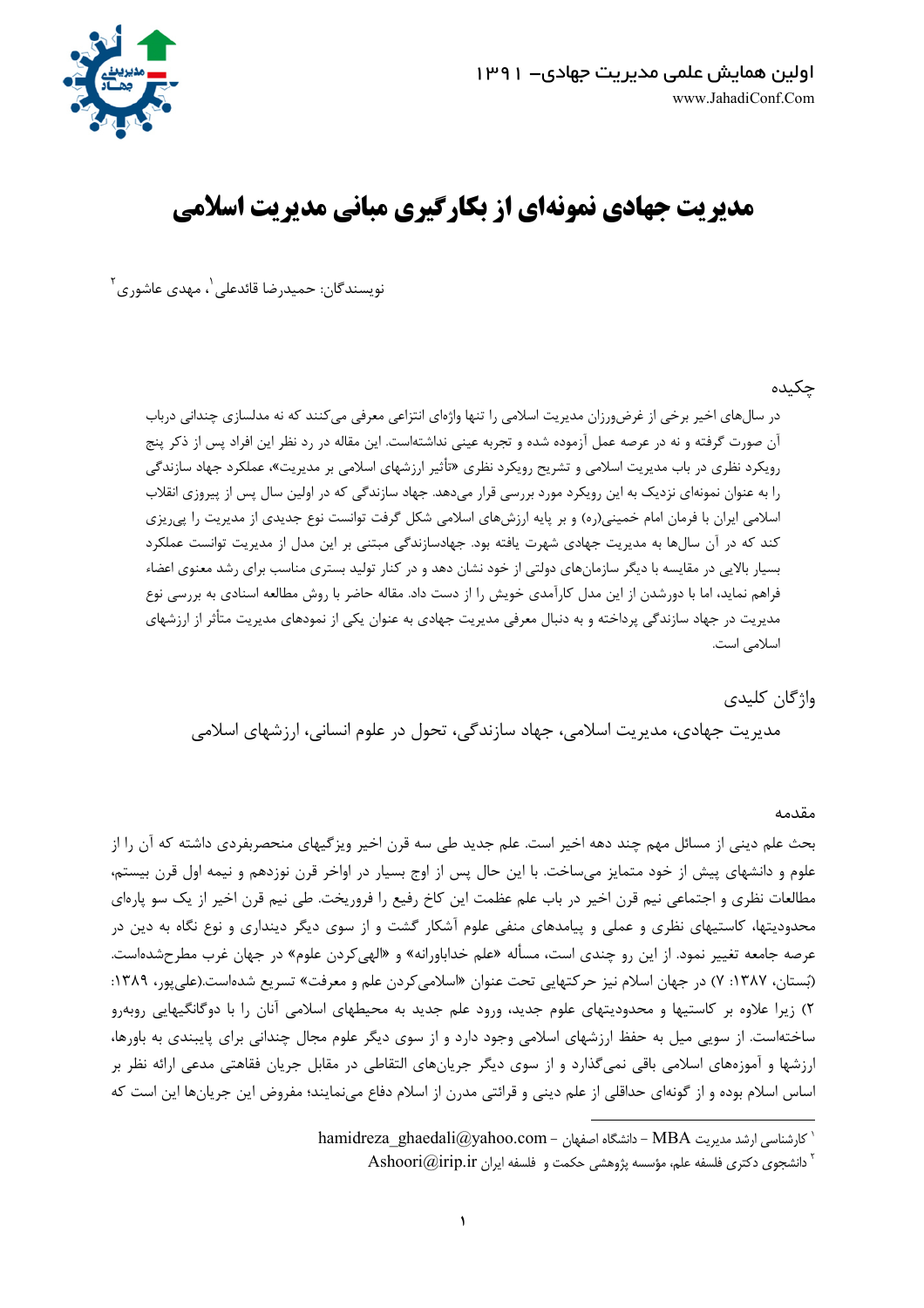# مدیریت جهادی نمونه‌ای از بکارگیری مبانی مدیریت اسلامی

نویسندگان: حمیدرضا قائدعلی[1]، مهدی عاشوری[2]

## چکیده

در سال‌های اخیر برخی از غرض‌ورزان مدیریت اسلامی را تنها واژه‌ای انتزاعی معرفی می‌کنند که نه مدلسازی چندانی درباب آن صورت گرفته و نه در عرصه عمل آزموده شده و تجربه عینی نداشته‌است. این مقاله در رد نظر این افراد پس از ذکر پنج رویکرد نظری در باب مدیریت اسلامی و تشریح رویکرد نظری «تأثیر ارزشهای اسلامی بر مدیریت»، عملکرد جهاد سازندگی را به عنوان نمونه‌ای نزدیک به این رویکرد مورد بررسی قرار می‌دهد. جهاد سازندگی که در اولین سال پس از پیروزی انقلاب اسلامی ایران با فرمان امام خمینی(ره) و بر پایه ارزش‌های اسلامی شکل گرفت توانست نوع جدیدی از مدیریت را پی‌ریزی کند که در آن سال‌ها به مدیریت جهادی شهرت یافته بود. جهادسازندگی مبتنی بر این مدل از مدیریت توانست عملکرد بسیار بالایی در مقایسه با دیگر سازمان‌های دولتی از خود نشان دهد و در کنار تولید بستری مناسب برای رشد معنوی اعضاء فراهم نماید، اما با دورشدن از این مدل کارآمدی خویش را از دست داد. مقاله حاضر با روش مطالعه اسنادی به بررسی نوع مدیریت در جهاد سازندگی پرداخته و به دنبال معرفی مدیریت جهادی به عنوان یکی از نمودهای مدیریت متأثر از ارزشهای اسلامی است.

## واژگان کلیدی

مدیریت جهادی، مدیریت اسلامی، جهاد سازندگی، تحول در علوم انسانی، ارزشهای اسلامی

## مقدمه

بحث علم دینی از مسائل مهم چند دهه اخیر است. علم جدید طی سه قرن اخیر ویژگیهای منحصربفردی داشته که آن را از علوم و دانشهای پیش از خود متمایز می‌ساخت. با این حال پس از اوج بسیار در اواخر قرن نوزدهم و نیمه اول قرن بیستم، مطالعات نظری و اجتماعی نیم قرن اخیر در باب علم عظمت این کاخ رفیع را فروریخت. طی نیم قرن اخیر از یک سو پاره‌ای محدودیتها، کاستیهای نظری و عملی و پیامدهای منفی علوم آشکار گشت و از سوی دیگر دینداری و نوع نگاه به دین در عرصه جامعه تغییر نمود. از این رو چندی است، مسأله «علم خداباورانه» و «الهی‌کردن علوم» در جهان غرب مطرح‌شده‌است. (بستان، ۱۳۸۷: ۷) در جهان اسلام نیز حرکتهایی تحت عنوان «اسلامی‌کردن علم و معرفت» تسریع شده‌است.(علی‌پور، ۱۳۸۹: ۲) زیرا علاوه بر کاستیها و محدودیتهای علوم جدید، ورود علم جدید به محیطهای اسلامی آنان را با دوگانگیهایی روبه‌رو ساخته‌است. از سویی میل به حفظ ارزشهای اسلامی وجود دارد و از سوی دیگر علوم مجال چندانی برای پایبندی به باورها، ارزشها و آموزه‌های اسلامی باقی نمی‌گذارد و از سوی دیگر جریان‌های التقاطی در مقابل جریان فقاهتی مدعی ارائه نظر بر اساس اسلام بوده و از گونه‌ای حداقلی از علم دینی و قرائتی مدرن از اسلام دفاع می‌نمایند؛ مفروض این جریان‌ها این است که

---

[1] کارشناسی ارشد مدیریت MBA – دانشگاه اصفهان – hamidreza_ghaedali@yahoo.com

[2] دانشجوی دکتری فلسفه علم، مؤسسه پژوهشی حکمت و فلسفه ایران Ashoori@irip.ir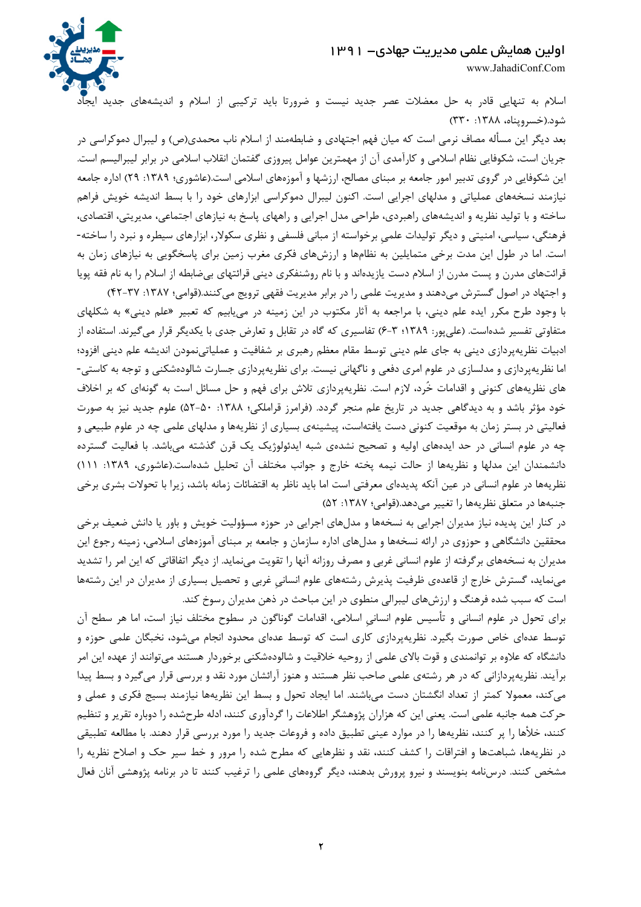اسلام به تنهایی قادر به حل معضلات عصر جدید نیست و ضرورتا باید ترکیبی از اسلام و اندیشه‌های جدید ایجاد شود.(خسروپناه، ۱۳۸۸: ۳۳۰)

بعد دیگر این مسأله مصاف نرمی است که میان فهم اجتهادی و ضابطه‌مند از اسلام ناب محمدی(ص) و لیبرال دموکراسی در جریان است، شکوفایی نظام اسلامی و کارآمدی آن از مهمترین عوامل پیروزی گفتمان انقلاب اسلامی در برابر لیبرالیسم است. این شکوفایی در گروی تدبیر امور جامعه بر مبنای مصالح، ارزشها و آموزه‌های اسلامی است.(عاشوری؛ ۱۳۸۹: ۲۹) اداره جامعه نیازمند نسخه‌های عملیاتی و مدلهای اجرایی است. اکنون لیبرال دموکراسی ابزارهای خود را با بسط اندیشه خویش فراهم ساخته و با تولید نظریه و اندیشه‌های راهبردی، طراحی مدل اجرایی و راههای پاسخ به نیازهای اجتماعی، مدیریتی، اقتصادی، فرهنگی، سیاسی، امنیتی و دیگر تولیدات علمی برخواسته از مبانی فلسفی و نظری سکولار، ابزارهای سیطره و نبرد را ساخته-است. اما در طول این مدت برخی متمایلین به نظامها و ارزش‌های فکری مغرب زمین برای پاسخگویی به نیازهای زمان به قرائتهای مدرن و پست مدرن از اسلام دست یازیده‌اند و با نام روشنفکری دینی قرائتهای بی‌ضابطه از اسلام را به نام فقه پویا و اجتهاد در اصول گسترش می‌دهند و مدیریت علمی را در برابر مدیریت فقهی ترویج می‌کنند.(قوامی؛ ۱۳۸۷: ۳۷-۴۲)

با وجود طرح مکرر ایده علم دینی، با مراجعه به آثار مکتوب در این زمینه در می‌یابیم که تعبیر «علم دینی» به شکلهای متفاوتی تفسیر شده‌است. (علی‌پور: ۱۳۸۹؛ ۳-۶) تفاسیری که گاه در تقابل و تعارض جدی با یکدیگر قرار می‌گیرند. استفاده از ادبیات نظریه‌پردازی دینی به جای علم دینی توسط مقام معظم رهبری بر شفافیت و عملیاتی‌نمودن اندیشه علم دینی افزود؛ اما نظریه‌پردازی و مدلسازی در علوم امری دفعی و ناگهانی نیست. برای نظریه‌پردازی جسارت شالوده‌شکنی و توجه به کاستی-های نظریه‌های کنونی و اقدامات خُرد، لازم است. نظریه‌پردازی تلاش برای فهم و حل مسائل است به گونه‌ای که بر اخلاف خود مؤثر باشد و به دیدگاهی جدید در تاریخ علم منجر گردد. (فرامرز قراملکی؛ ۱۳۸۸: ۵۰-۵۲) علوم جدید نیز به صورت فعالیتی در بستر زمان به موقعیت کنونی دست یافته‌است، پیشینه‌ی بسیاری از نظریه‌ها و مدلهای علمی چه در علوم طبیعی و چه در علوم انسانی در حد ایده‌های اولیه و تصحیح نشده‌ی شبه ایدئولوژیک یک قرن گذشته می‌باشد. با فعالیت گسترده دانشمندان این مدلها و نظریه‌ها از حالت نیمه پخته خارج و جوانب مختلف آن تحلیل شده‌است.(عاشوری، ۱۳۸۹: ۱۱۱) نظریه‌ها در علوم انسانی در عین آنکه پدیده‌ای معرفتی است اما باید ناظر به اقتضائات زمانه باشد، زیرا با تحولات بشری برخی جنبه‌ها در متعلق نظریه‌ها را تغییر می‌دهد.(قوامی؛ ۱۳۸۷: ۵۲)

در کنار این پدیده نیاز مدیران اجرایی به نسخه‌ها و مدل‌های اجرایی در حوزه مسؤولیت خویش و باور یا دانش ضعیف برخی محققین دانشگاهی و حوزوی در ارائه نسخه‌ها و مدل‌های اداره سازمان و جامعه بر مبنای آموزه‌های اسلامی، زمینه رجوع این مدیران به نسخه‌های برگرفته از علوم انسانی غربی و مصرف روزانه آنها را تقویت می‌نماید. از دیگر اتفاقاتی که این امر را تشدید می‌نماید، گسترش خارج از قاعده‌ی ظرفیت پذیرش رشته‌های علوم انسانیِ غربی و تحصیل بسیاری از مدیران در این رشته‌ها است که سبب شده فرهنگ و ارزش‌های لیبرالی منطوی در این مباحث در ذهن مدیران رسوخ کند.

برای تحول در علوم انسانی و تأسیس علوم انسانیِ اسلامی، اقدامات گوناگون در سطوح مختلف نیاز است، اما هر سطح آن توسط عده‌ای خاص صورت بگیرد. نظریه‌پردازی کاری است که توسط عده‌ای محدود انجام می‌شود، نخبگان علمی حوزه و دانشگاه که علاوه بر توانمندی و قوت بالای علمی از روحیه خلاقیت و شالوده‌شکنی برخوردار هستند می‌توانند از عهده این امر برآیند. نظریه‌پردازانی که در هر رشته‌ی علمی صاحب نظر هستند و هنوز آرائشان مورد نقد و بررسی قرار می‌گیرد و بسط پیدا می‌کند، معمولا کمتر از تعداد انگشتان دست می‌باشند. اما ایجاد تحول و بسط این نظریه‌ها نیازمند بسیج فکری و عملی و حرکت همه جانبه علمی است. یعنی این که هزاران پژوهشگر اطلاعات را گردآوری کنند، ادله طرح‌شده را دوباره تقریر و تنظیم کنند، خلأها را پر کنند، نظریه‌ها را در موارد عینی تطبیق داده و فروعات جدید را مورد بررسی قرار دهند. با مطالعه تطبیقی در نظریه‌ها، شباهت‌ها و افتراقات را کشف کنند، نقد و نظرهایی که مطرح شده را مرور و خط سیر حک و اصلاح نظریه را مشخص کنند. درس‌نامه بنویسند و نیرو پرورش بدهند، دیگر گروه‌های علمی را ترغیب کنند تا در برنامه پژوهشی آنان فعال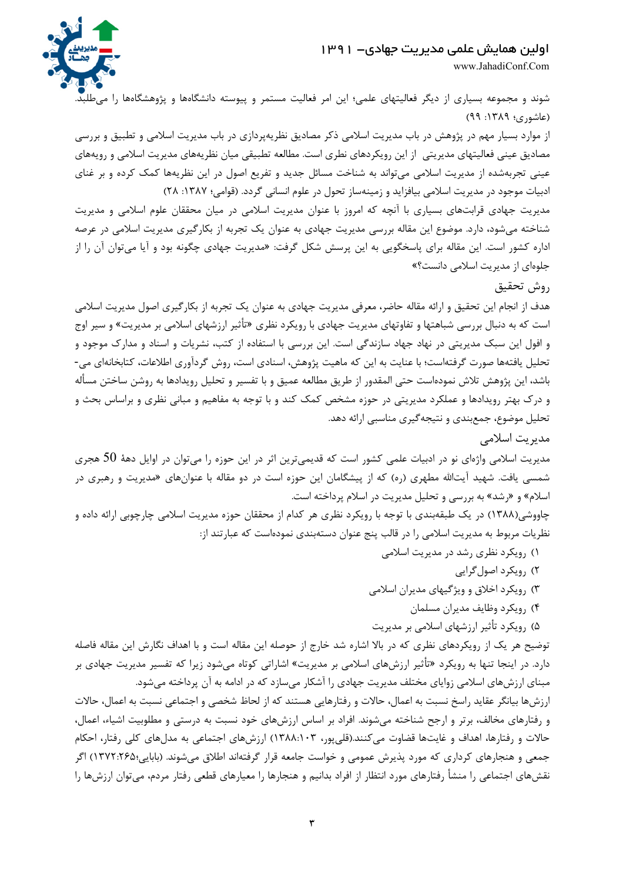شوند و مجموعه بسیاری از دیگر فعالیتهای علمی؛ این امر فعالیت مستمر و پیوسته دانشگاهها و پژوهشگاهها را می‌طلبد. (عاشوری؛ ۱۳۸۹: ۹۹)

از موارد بسیار مهم در پژوهش در باب مدیریت اسلامی ذکر مصادیق نظریه‌پردازی در باب مدیریت اسلامی و تطبیق و بررسی مصادیق عینی فعالیتهای مدیریتی از این رویکردهای نظری است. مطالعه تطبیقی میان نظریه‌های مدیریت اسلامی و رویه‌های عینی تجربه‌شده از مدیریت اسلامی می‌تواند به شناخت مسائل جدید و تفریع اصول در این نظریه‌ها کمک کرده و بر غنای ادبیات موجود در مدیریت اسلامی بیافزاید و زمینه‌ساز تحول در علوم انسانی گردد. (قوامی؛ ۱۳۸۷: ۲۸)

مدیریت جهادی قرابت‌های بسیاری با آنچه که امروز با عنوان مدیریت اسلامی در میان محققان علوم اسلامی و مدیریت شناخته می‌شود، دارد. موضوع این مقاله بررسی مدیریت جهادی به عنوان یک تجربه از بکارگیری مدیریت اسلامی در عرصه اداره کشور است. این مقاله برای پاسخگویی به این پرسش شکل گرفت: «مدیریت جهادی چگونه بود و آیا می‌توان آن را از جلوه‌ای از مدیریت اسلامی دانست؟»

## روش تحقیق

هدف از انجام این تحقیق و ارائه مقاله حاضر، معرفی مدیریت جهادی به عنوان یک تجربه از بکارگیری اصول مدیریت اسلامی است که به دنبال بررسی شباهتها و تفاوتهای مدیریت جهادی با رویکرد نظری «تأثیر ارزشهای اسلامی بر مدیریت» و سیر اوج و افول این سبک مدیریتی در نهاد جهاد سازندگی است. این بررسی با استفاده از کتب، نشریات و اسناد و مدارک موجود و تحلیل یافته‌ها صورت گرفته‌است؛ با عنایت به این که ماهیت پژوهش، اسنادی است، روش گردآوری اطلاعات، کتابخانه‌ای می-باشد، این پژوهش تلاش نموده‌است حتی المقدور از طریق مطالعه عمیق و با تفسیر و تحلیل رویدادها به روشن ساختن مسأله و درک بهتر رویدادها و عملکرد مدیریتی در حوزه مشخص کمک کند و با توجه به مفاهیم و مبانی نظری و براساس بحث و تحلیل موضوع، جمع‌بندی و نتیجه‌گیری مناسبی ارائه دهد.

## مدیریت اسلامی

مدیریت اسلامی واژه‌ای نو در ادبیات علمی کشور است که قدیمی‌ترین اثر در این حوزه را می‌توان در اوایل دههٔ 50 هجری شمسی یافت. شهید آیت‌الله مطهری (ره) که از پیشگامان این حوزه است در دو مقاله با عنوان‌های «مدیریت و رهبری در اسلام» و «رشد» به بررسی و تحلیل مدیریت در اسلام پرداخته است.

چاووشی(۱۳۸۸) در یک طبقه‌بندی با توجه به رویکرد نظری هر کدام از محققان حوزه مدیریت اسلامی چارچوبی ارائه داده و نظریات مربوط به مدیریت اسلامی را در قالب پنج عنوان دسته‌بندی نموده‌است که عبارتند از:

۱) رویکرد نظری رشد در مدیریت اسلامی
۲) رویکرد اصول‌گرایی
۳) رویکرد اخلاق و ویژگیهای مدیران اسلامی
۴) رویکرد وظایف مدیران مسلمان
۵) رویکرد تأثیر ارزشهای اسلامی بر مدیریت

توضیح هر یک از رویکردهای نظری که در بالا اشاره شد خارج از حوصله این مقاله است و با اهداف نگارش این مقاله فاصله دارد. در اینجا تنها به رویکرد «تأثیر ارزش‌های اسلامی بر مدیریت» اشاراتی کوتاه می‌شود زیرا که تفسیر مدیریت جهادی بر مبنای ارزش‌های اسلامی زوایای مختلف مدیریت جهادی را آشکار می‌سازد که در ادامه به آن پرداخته می‌شود.

ارزش‌ها بیانگر عقاید راسخ نسبت به اعمال، حالات و رفتارهایی هستند که از لحاظ شخصی و اجتماعی نسبت به اعمال، حالات و رفتارهای مخالف، برتر و ارجح شناخته می‌شوند. افراد بر اساس ارزش‌های خود نسبت به درستی و مطلوبیت اشیاء، اعمال، حالات و رفتارها، اهداف و غایت‌ها قضاوت می‌کنند.(قلی‌پور، ۱۳۸۸:۱۰۳) ارزش‌های اجتماعی به مدل‌های کلی رفتار، احکام جمعی و هنجارهای کرداری که مورد پذیرش عمومی و خواست جامعه قرار گرفته‌اند اطلاق می‌شوند. (بابایی؛۱۳۷۲:۲۶۵) اگر نقش‌های اجتماعی را منشأ رفتارهای مورد انتظار از افراد بدانیم و هنجارها را معیارهای قطعی رفتار مردم، می‌توان ارزش‌ها را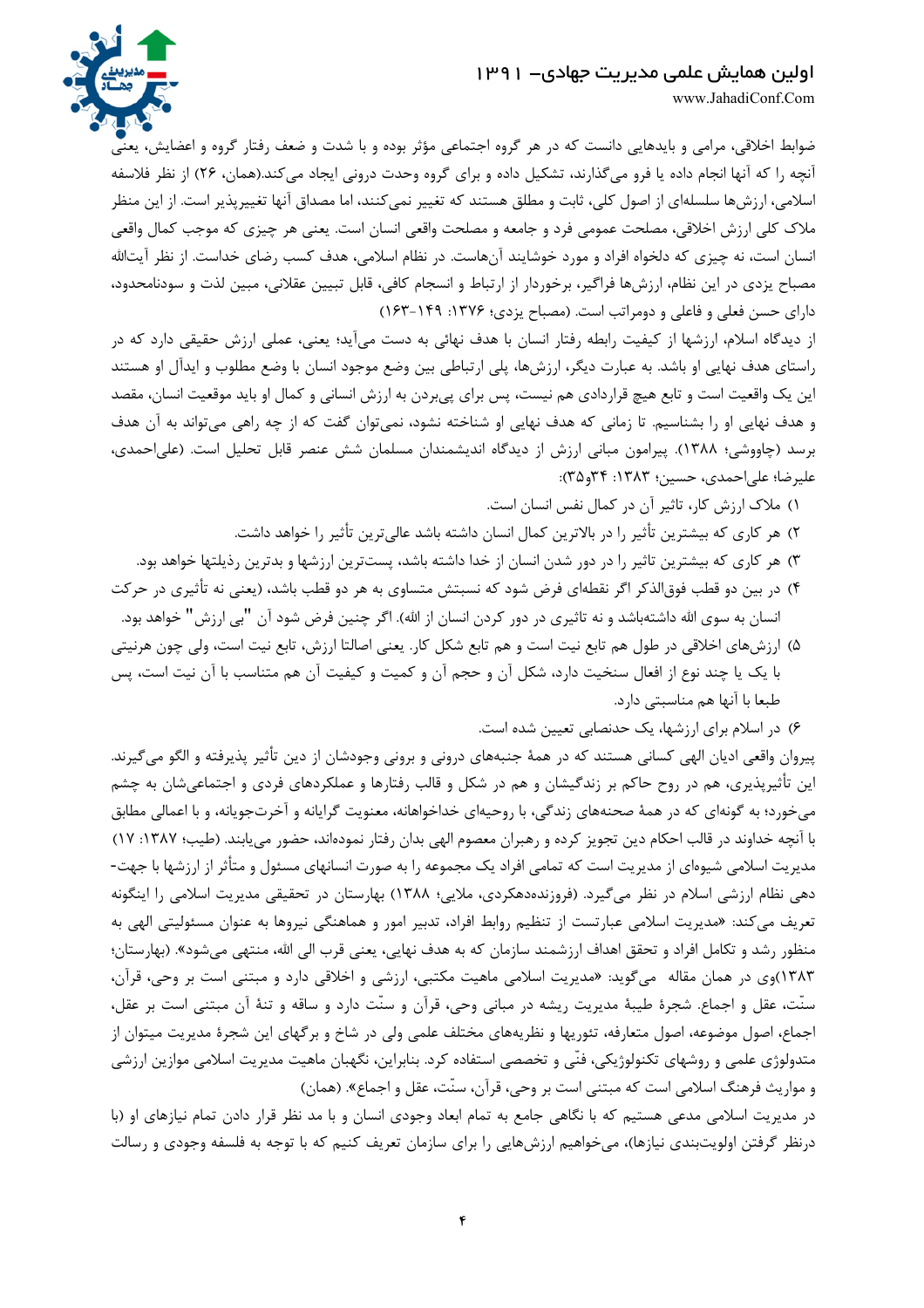ضوابط اخلاقی، مرامی و بایدهایی دانست که در هر گروه اجتماعی مؤثر بوده و با شدت و ضعف رفتار گروه و اعضایش، یعنی آنچه را که آنها انجام داده یا فرو می‌گذارند، تشکیل داده و برای گروه وحدت درونی ایجاد می‌کند.(همان، ۲۶) از نظر فلاسفه اسلامی، ارزش‌ها سلسله‌ای از اصول کلی، ثابت و مطلق هستند که تغییر نمی‌کنند، اما مصداق آنها تغییرپذیر است. از این منظر ملاک کلی ارزش اخلاقی، مصلحت عمومی فرد و جامعه و مصلحت واقعی انسان است. یعنی هر چیزی که موجب کمال واقعی انسان است، نه چیزی که دلخواه افراد و مورد خوشایند آن‌هاست. در نظام اسلامی، هدف کسب رضای خداست. از نظر آیت‌الله مصباح یزدی در این نظام، ارزش‌ها فراگیر، برخوردار از ارتباط و انسجام کافی، قابل تبیین عقلانی، مبین لذت و سودنامحدود، دارای حسن فعلی و فاعلی و دومراتب است. (مصباح یزدی؛ ۱۳۷۶: ۱۴۹-۱۶۳)

از دیدگاه اسلام، ارزشها از کیفیت رابطه رفتار انسان با هدف نهائی به دست می‌آید؛ یعنی، عملی ارزش حقیقی دارد که در راستای هدف نهایی او باشد. به عبارت دیگر، ارزش‌ها، پلی ارتباطی بین وضع موجود انسان با وضع مطلوب و ایدآل او هستند این یک واقعیت است و تابع هیچ قراردادی هم نیست، پس برای پی‌بردن به ارزش انسانی و کمال او باید موقعیت انسان، مقصد و هدف نهایی او را بشناسیم. تا زمانی که هدف نهایی او شناخته نشود، نمی‌توان گفت که از چه راهی می‌تواند به آن هدف برسد (چاووشی؛ ۱۳۸۸). پیرامون مبانی ارزش از دیدگاه اندیشمندان مسلمان شش عنصر قابل تحلیل است. (علی‌احمدی، علیرضا؛ علی‌احمدی، حسین؛ ۱۳۸۳: ۳۴و۳۵):

۱) ملاک ارزش کار، تاثیر آن در کمال نفس انسان است.
۲) هر کاری که بیشترین تأثیر را در بالاترین کمال انسان داشته باشد عالی‌ترین تأثیر را خواهد داشت.
۳) هر کاری که بیشترین تاثیر را در دور شدن انسان از خدا داشته باشد، پست‌ترین ارزشها و بدترین رذیلتها خواهد بود.
۴) در بین دو قطب فوق‌الذکر اگر نقطه‌ای فرض شود که نسبتش متساوی به هر دو قطب باشد، (یعنی نه تأثیری در حرکت انسان به سوی الله داشته‌باشد و نه تاثیری در دور کردن انسان از الله). اگر چنین فرض شود آن "بی ارزش" خواهد بود.
۵) ارزش‌های اخلاقی در طول هم تابع نیت است و هم تابع شکل کار. یعنی اصالتا ارزش، تابع نیت است، ولی چون هرنیتی با یک یا چند نوع از افعال سنخیت دارد، شکل آن و حجم آن و کمیت و کیفیت آن هم متناسب با آن نیت است، پس طبعا با آنها هم مناسبتی دارد.
۶) در اسلام برای ارزشها، یک حدنصابی تعیین شده است.

پیروان واقعی ادیان الهی کسانی هستند که در همهٔ جنبه‌های درونی و برونی وجودشان از دین تأثیر پذیرفته و الگو می‌گیرند. این تأثیرپذیری، هم در روح حاکم بر زندگیشان و هم در شکل و قالب رفتارها و عملکردهای فردی و اجتماعی‌شان به چشم می‌خورد؛ به گونه‌ای که در همهٔ صحنه‌های زندگی، با روحیه‌ای خداخواهانه، معنویت گرایانه و آخرت‌جویانه، و با اعمالی مطابق با آنچه خداوند در قالب احکام دین تجویز کرده و رهبران معصوم الهی بدان رفتار نموده‌اند، حضور می‌یابند. (طیب؛ ۱۳۸۷: ۱۷)
مدیریت اسلامی شیوه‌ای از مدیریت است که تمامی افراد یک مجموعه را به صورت انسانهای مسئول و متأثر از ارزشها با جهت- دهی نظام ارزشی اسلام در نظر می‌گیرد. (فروزنده‌دهکردی، ملایی؛ ۱۳۸۸) بهارستان در تحقیقی مدیریت اسلامی را اینگونه تعریف می‌کند: «مدیریت اسلامی عبارتست از تنظیم روابط افراد، تدبیر امور و هماهنگی نیروها به عنوان مسئولیتی الهی به منظور رشد و تکامل افراد و تحقق اهداف ارزشمند سازمان که به هدف نهایی، یعنی قرب الی الله، منتهی می‌شود». (بهارستان؛ ۱۳۸۳)وی در همان مقاله می‌گوید: «مدیریت اسلامی ماهیت مکتبی، ارزشی و اخلاقی دارد و مبتنی است بر وحی، قرآن، سنّت، عقل و اجماع. شجرهٔ طیبهٔ مدیریت ریشه در مبانی وحی، قرآن و سنّت دارد و ساقه و تنهٔ آن مبتنی است بر عقل، اجماع، اصول موضوعه، اصول متعارفه، تئوریها و نظریه‌های مختلف علمی ولی در شاخ و برگهای این شجرهٔ مدیریت میتوان از متدولوژی علمی و روشهای تکنولوژیکی، فنّی و تخصصی استفاده کرد. بنابراین، نگهبان ماهیت مدیریت اسلامی موازین ارزشی و مواریث فرهنگ اسلامی است که مبتنی است بر وحی، قرآن، سنّت، عقل و اجماع». (همان)

در مدیریت اسلامی مدعی هستیم که با نگاهی جامع به تمام ابعاد وجودی انسان و با مد نظر قرار دادن تمام نیازهای او (با درنظر گرفتن اولویت‌بندی نیازها)، می‌خواهیم ارزش‌هایی را برای سازمان تعریف کنیم که با توجه به فلسفه وجودی و رسالت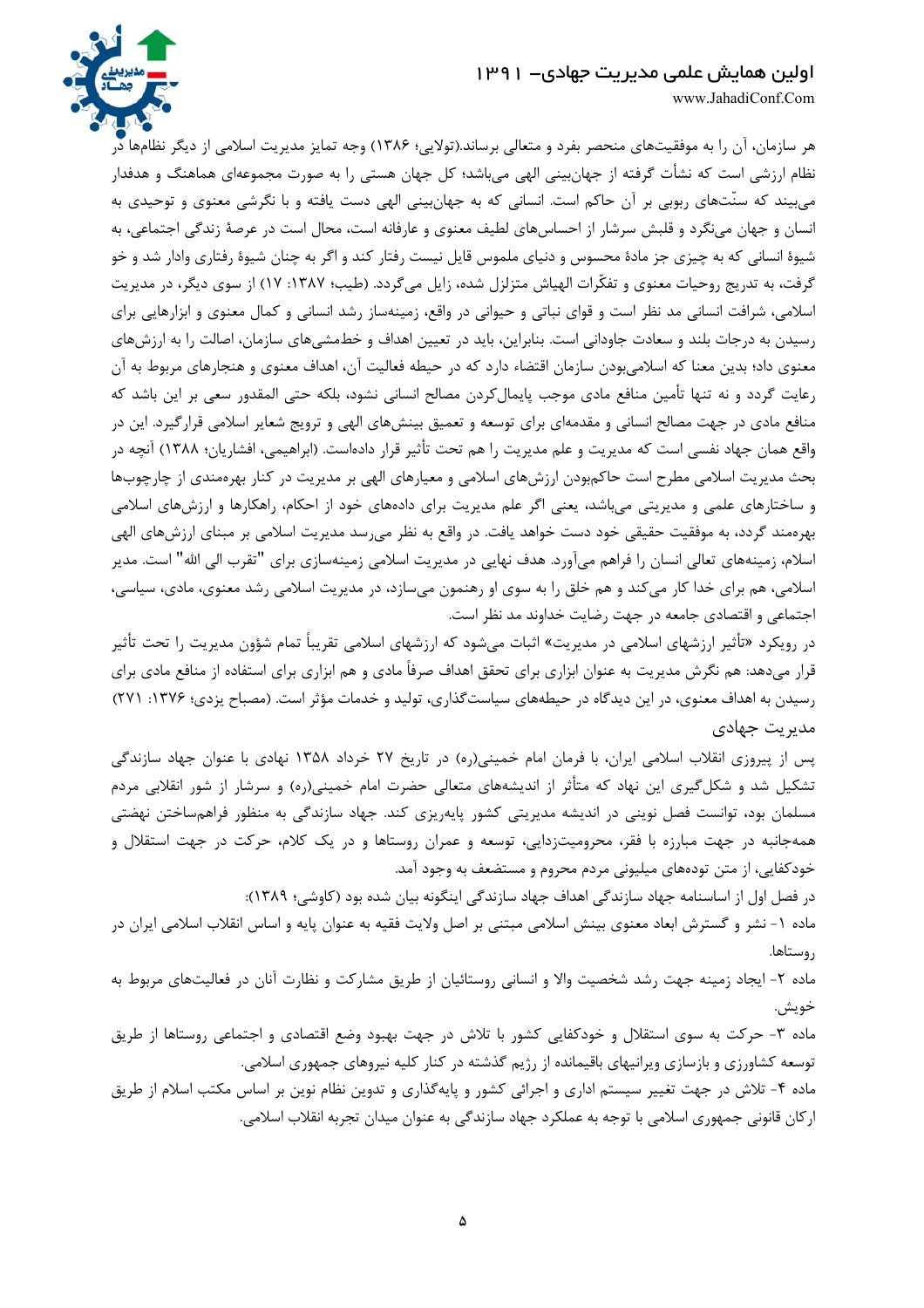هر سازمان، آن را به موفقیت‌های منحصر بفرد و متعالی برساند.(تولایی؛ ۱۳۸۶) وجه تمایز مدیریت اسلامی از دیگر نظام‌ها در نظام ارزشی است که نشأت گرفته از جهان‌بینی الهی می‌باشد؛ کل جهان هستی را به صورت مجموعه‌ای هماهنگ و هدفدار می‌بیند که سنّت‌های ربوبی بر آن حاکم است. انسانی که به جهان‌بینی الهی دست یافته و با نگرشی معنوی و توحیدی به انسان و جهان می‌نگرد و قلبش سرشار از احساس‌های لطیف معنوی و عارفانه است، محال است در عرصهٔ زندگی اجتماعی، به شیوهٔ انسانی که به چیزی جز مادهٔ محسوس و دنیای ملموس قایل نیست رفتار کند و اگر به چنان شیوهٔ رفتاری وادار شد و خو گرفت، به تدریج روحیات معنوی و تفکّرات الهیاش متزلزل شده، زایل می‌گردد. (طیب؛ ۱۳۸۷: ۱۷) از سوی دیگر، در مدیریت اسلامی، شرافت انسانی مد نظر است و قوای نباتی و حیوانی در واقع، زمینه‌ساز رشد انسانی و کمال معنوی و ابزارهایی برای رسیدن به درجات بلند و سعادت جاودانی است. بنابراین، باید در تعیین اهداف و خط‌مشی‌های سازمان، اصالت را به ارزش‌های معنوی داد؛ بدین معنا که اسلامی‌بودن سازمان اقتضاء دارد که در حیطه فعالیت آن، اهداف معنوی و هنجارهای مربوط به آن رعایت گردد و نه تنها تأمین منافع مادی موجب پایمال‌کردن مصالح انسانی نشود، بلکه حتی المقدور سعی بر این باشد که منافع مادی در جهت مصالح انسانی و مقدمه‌ای برای توسعه و تعمیق بینش‌های الهی و ترویج شعایر اسلامی قرارگیرد. این در واقع همان جهاد نفسی است که مدیریت و علم مدیریت را هم تحت تأثیر قرار داده‌است. (ابراهیمی، افشاریان؛ ۱۳۸۸) آنچه در بحث مدیریت اسلامی مطرح است حاکم‌بودن ارزش‌های اسلامی و معیارهای الهی بر مدیریت در کنار بهره‌مندی از چارچوب‌ها و ساختارهای علمی و مدیریتی می‌باشد، یعنی اگر علم مدیریت برای داده‌های خود از احکام، راهکارها و ارزش‌های اسلامی بهره‌مند گردد، به موفقیت حقیقی خود دست خواهد یافت. در واقع به نظر می‌رسد مدیریت اسلامی بر مبنای ارزش‌های الهی اسلام، زمینه‌های تعالی انسان را فراهم می‌آورد. هدف نهایی در مدیریت اسلامی زمینه‌سازی برای "تقرب الی الله" است. مدیر اسلامی، هم برای خدا کار می‌کند و هم خلق را به سوی او رهنمون می‌سازد، در مدیریت اسلامی رشد معنوی، مادی، سیاسی، اجتماعی و اقتصادی جامعه در جهت رضایت خداوند مد نظر است.

در رویکرد «تأثیر ارزشهای اسلامی در مدیریت» اثبات می‌شود که ارزشهای اسلامی تقریباً تمام شؤون مدیریت را تحت تأثیر قرار می‌دهد: هم نگرش مدیریت به عنوان ابزاری برای تحقق اهداف صرفاً مادی و هم ابزاری برای استفاده از منافع مادی برای رسیدن به اهداف معنوی، در این دیدگاه در حیطه‌های سیاست‌گذاری، تولید و خدمات مؤثر است. (مصباح یزدی؛ ۱۳۷۶: ۲۷۱)

## مدیریت جهادی

پس از پیروزی انقلاب اسلامی ایران، با فرمان امام خمینی(ره) در تاریخ ۲۷ خرداد ۱۳۵۸ نهادی با عنوان جهاد سازندگی تشکیل شد و شکل‌گیری این نهاد که متأثر از اندیشه‌های متعالی حضرت امام خمینی(ره) و سرشار از شور انقلابی مردم مسلمان بود، توانست فصل نوینی در اندیشه مدیریتی کشور پایه‌ریزی کند. جهاد سازندگی به منظور فراهم‌ساختن نهضتی همه‌جانبه در جهت مبارزه با فقر، محرومیت‌زدایی، توسعه و عمران روستاها و در یک کلام، حرکت در جهت استقلال و خودکفایی، از متن توده‌های میلیونی مردم محروم و مستضعف به وجود آمد.

در فصل اول از اساسنامه جهاد سازندگی اهداف جهاد سازندگی اینگونه بیان شده بود (کاوشی؛ ۱۳۸۹):

ماده ۱- نشر و گسترش ابعاد معنوی بینش اسلامی مبتنی بر اصل ولایت فقیه به عنوان پایه و اساس انقلاب اسلامی ایران در روستاها.

ماده ۲- ایجاد زمینه جهت رشد شخصیت والا و انسانی روستائیان از طریق مشارکت و نظارت آنان در فعالیت‌های مربوط به خویش.

ماده ۳- حرکت به سوی استقلال و خودکفایی کشور با تلاش در جهت بهبود وضع اقتصادی و اجتماعی روستاها از طریق توسعه کشاورزی و بازسازی ویرانیهای باقیمانده از رژیم گذشته در کنار کلیه نیروهای جمهوری اسلامی.

ماده ۴- تلاش در جهت تغییر سیستم اداری و اجرائی کشور و پایه‌گذاری و تدوین نظام نوین بر اساس مکتب اسلام از طریق ارکان قانونی جمهوری اسلامی با توجه به عملکرد جهاد سازندگی به عنوان میدان تجربه انقلاب اسلامی.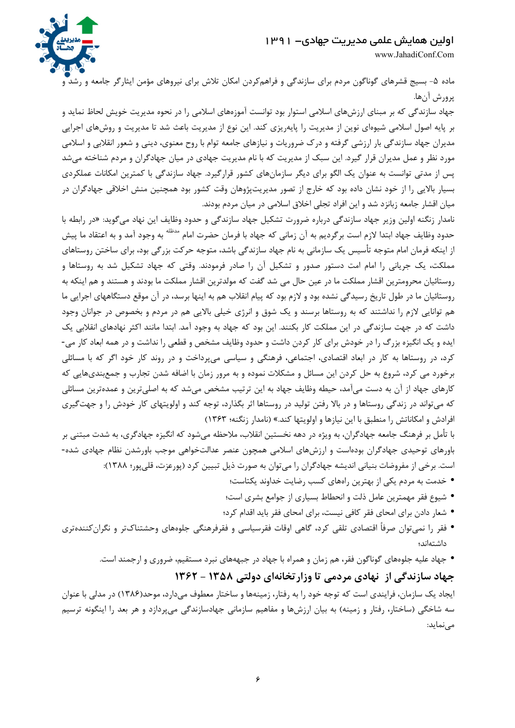ماده ۵- بسیج قشرهای گوناگون مردم برای سازندگی و فراهم‌کردن امکان تلاش برای نیروهای مؤمن ایثارگر جامعه و رشد و پرورش آن‌ها.

جهاد سازندگی که بر مبنای ارزش‌های اسلامی استوار بود توانست آموزه‌های اسلامی را در نحوه مدیریت خویش لحاظ نماید و بر پایه اصول اسلامی شیوه‌ای نوین از مدیریت را پایه‌ریزی کند. این نوع از مدیریت باعث شد تا مدیریت و روش‌های اجرایی مدیران جهاد سازندگی بار ارزشی گرفته و درک ضروریات و نیازهای جامعه توام با روح معنوی، دینی و شعور انقلابی و اسلامی مورد نظر و عمل مدیران قرار گیرد. این سبک از مدیریت که با نام مدیریت جهادی در میان جهادگران و مردم شناخته می‌شد پس از مدتی توانست به عنوان یک الگو برای دیگر سازمان‌های کشور قرارگیرد. جهاد سازندگی با کمترین امکانات عملکردی بسیار بالایی را از خود نشان داده بود که خارج از تصور مدیریت‌پژوهان وقت کشور بود همچنین منش اخلاقی جهادگران در میان اقشار جامعه زبانزد شد و این افراد تجلی اخلاق اسلامی در میان مردم بودند.

نامدار زنگنه اولین وزیر جهاد سازندگی درباره ضرورت تشکیل جهاد سازندگی و حدود وظایف این نهاد می‌گوید: «در رابطه با حدود وظایف جهاد ابتدا لازم است برگردیم به آن زمانی که جهاد با فرمان حضرت امام مدظله به وجود آمد و به اعتقاد ما پیش از اینکه فرمان امام متوجه تأسیس یک سازمانی به نام جهاد سازندگی باشد، متوجه حرکت بزرگی بود، برای ساختن روستاهای مملکت، یک جریانی را امام امت دستور صدور و تشکیل آن را صادر فرمودند. وقتی که جهاد تشکیل شد به روستاها و روستائیان محرومترین اقشار مملکت ما در عین حال می شد گفت که مولدترین اقشار مملکت ما بودند و هستند و هم اینکه به روستائیان ما در طول تاریخ رسیدگی نشده بود و لازم بود که پیام انقلاب هم به اینها برسد، در آن موقع دستگاههای اجرایی ما هم توانایی لازم را نداشتند که به روستاها برسند و یک شوق و انرژی خیلی بالایی هم در مردم و بخصوص در جوانان وجود داشت که در جهت سازندگی در این مملکت کار بکنند. این بود که جهاد به وجود آمد. ابتدا مانند اکثر نهادهای انقلابی یک ایده و یک انگیزه بزرگ را در خودش برای کار کردن داشت و حدود وظایف مشخص و قطعی را نداشت و در همه ابعاد کار می‌کرد، در روستاها به کار در ابعاد اقتصادی، اجتماعی، فرهنگی و سیاسی می‌پرداخت و در روند کار خود اگر که با مسائلی برخورد می کرد، شروع به حل کردن این مسائل و مشکلات نموده و به مرور زمان با اضافه شدن تجارب و جمع‌بندی‌هایی که کارهای جهاد از آن به دست می‌آمد، حیطه وظایف جهاد به این ترتیب مشخص می‌شد که به اصلی‌ترین و عمده‌ترین مسائلی که می‌تواند در زندگی روستاها و در بالا رفتن تولید در روستاها اثر بگذارد، توجه کند و اولویتهای کار خودش را و جهت‌گیری افرادش و امکاناتش را منطبق با این نیازها و اولویتها کند.» (نامدار زنگنه؛ ۱۳۶۳)

با تأمل بر فرهنگ جامعه جهادگران، به ویژه در دهه نخستین انقلاب، ملاحظه می‌شود که انگیزه جهادگری، به شدت مبتنی بر باورهای توحیدی جهادگران بوده‌است و ارزش‌های اسلامی همچون عنصر عدالت‌خواهی موجب باورشدن نظام جهادی شده‌است. برخی از مفروضات بنیانی اندیشه جهادگران را می‌توان به صورت ذیل تبیین کرد (پورعزت، قلی‌پور؛ ۱۳۸۸):

- خدمت به مردم یکی از بهترین راه‌های کسب رضایت خداوند یکتاست؛
- شیوع فقر مهمترین عامل ذلت و انحطاط بسیاری از جوامع بشری است؛
- شعار دادن برای امحای فقر کافی نیست، برای امحای فقر باید اقدام کرد؛
- فقر را نمی‌توان صرفاً اقتصادی تلقی کرد، گاهی اوقات فقرسیاسی و فقرفرهنگی جلوه‌های وحشتناک‌تر و نگران‌کننده‌تری داشته‌اند؛
- جهاد علیه جلوه‌های گوناگون فقر، هم زمان و همراه با جهاد در جبهه‌های نبرد مستقیم، ضروری و ارجمند است.

## جهاد سازندگی از نهادی مردمی تا وزارتخانه‌ای دولتی ۱۳۵۸ – ۱۳۶۲

ایجاد یک سازمان، فرایندی است که توجه خود را به رفتار، زمینه‌ها و ساختار معطوف می‌دارد، موحد(۱۳۸۶) در مدلی با عنوان سه شاخگی (ساختار، رفتار و زمینه) به بیان ارزش‌ها و مفاهیم سازمانی جهادسازندگی می‌پردازد و هر بعد را اینگونه ترسیم می‌نماید: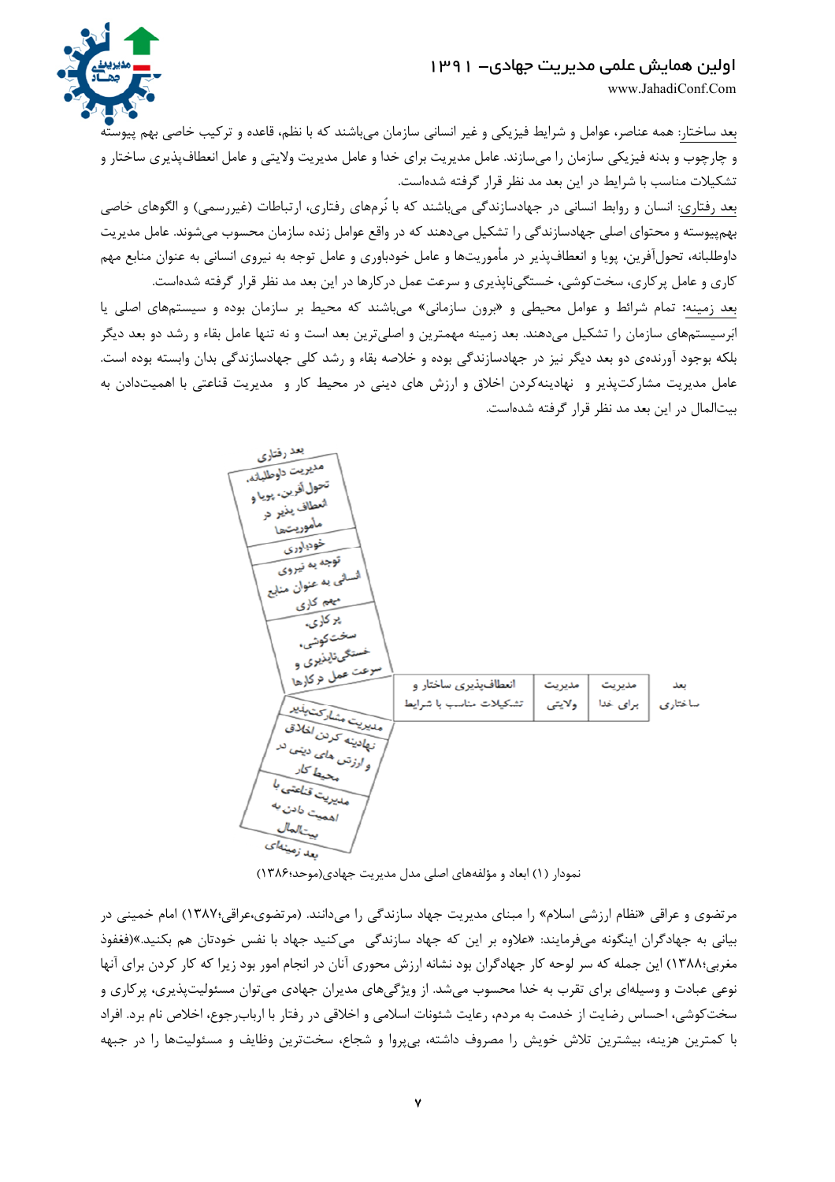بعد ساختار: همه عناصر، عوامل و شرایط فیزیکی و غیر انسانی سازمان می‌باشند که با نظم، قاعده و ترکیب خاصی بهم پیوسته و چارچوب و بدنه فیزیکی سازمان را می‌سازند. عامل مدیریت برای خدا و عامل مدیریت ولایتی و عامل انعطاف‌پذیری ساختار و تشکیلات مناسب با شرایط در این بعد مد نظر قرار گرفته شده‌است.

بعد رفتاری: انسان و روابط انسانی در جهادسازندگی می‌باشند که با نُرم‌های رفتاری، ارتباطات (غیررسمی) و الگوهای خاصی بهم‌پیوسته و محتوای اصلی جهادسازندگی را تشکیل می‌دهند که در واقع عوامل زنده سازمان محسوب می‌شوند. عامل مدیریت داوطلبانه، تحول‌آفرین، پویا و انعطاف‌پذیر در مأموریت‌ها و عامل خودباوری و عامل توجه به نیروی انسانی به عنوان منابع مهم کاری و عامل پرکاری، سخت‌کوشی، خستگی‌ناپذیری و سرعت عمل درکارها در این بعد مد نظر قرار گرفته شده‌است.

بعد زمینه: تمام شرائط و عوامل محیطی و «برون سازمانی» می‌باشند که محیط بر سازمان بوده و سیستم‌های اصلی یا ابرسیستم‌های سازمان را تشکیل می‌دهند. بعد زمینه مهمترین و اصلی‌ترین بعد است و نه تنها عامل بقاء و رشد دو بعد دیگر بلکه بوجود آورنده‌ی دو بعد دیگر نیز در جهادسازندگی بوده و خلاصه بقاء و رشد کلی جهادسازندگی بدان وابسته بوده است. عامل مدیریت مشارکت‌پذیر و نهادینه‌کردن اخلاق و ارزش های دینی در محیط کار و مدیریت قناعتی با اهمیت‌دادن به بیت‌المال در این بعد مد نظر قرار گرفته شده‌است.

| بعد | مؤلفه‌ها |
|---|---|
| بعد رفتاری | مدیریت داوطلبانه، تحول آفرین، پویا و انعطاف پذیر در مأموریتها |
| | خودباوری |
| | توجه به نیروی انسانی به عنوان منابع مهم کاری |
| | پر کاری، سخت‌کوشی، خستگی‌ناپذیری و سرعت عمل درکارها |
| بعد ساختاری | مدیریت برای خدا |
| | مدیریت ولایتی |
| | انعطاف‌پذیری ساختار و تشکیلات مناسب با شرایط |
| بعد زمینه‌ای | مدیریت مشارکت‌پذیر |
| | نهادینه کردن اخلاق و ارزش های دینی در محیط کار |
| | مدیریت قناعتی با اهمیت دادن به بیت‌المال |

نمودار (۱) ابعاد و مؤلفه‌های اصلی مدل مدیریت جهادی(موحد؛۱۳۸۶)

مرتضوی و عراقی «نظام ارزشی اسلام» را مبنای جهاد سازندگی را می‌دانند. (مرتضوی،عراقی؛۱۳۸۷) امام خمینی در بیانی به جهادگران اینگونه می‌فرمایند: «علاوه بر این که جهاد سازندگی می‌کنید جهاد با نفس خودتان هم بکنید.»(قفقوذ مغربی؛۱۳۸۸) این جمله که سر لوحه کار جهادگران بود نشانه ارزش محوری آنان در انجام امور بود زیرا که کار کردن برای آنها نوعی عبادت و وسیله‌ای برای تقرب به خدا محسوب می‌شد. از ویژگی‌های مدیران جهادی می‌توان مسئولیت‌پذیری، پرکاری و سخت‌کوشی، احساس رضایت از خدمت به مردم، رعایت شئونات اسلامی و اخلاقی در رفتار با ارباب‌رجوع، اخلاص نام برد. افراد با کمترین هزینه، بیشترین تلاش خویش را مصروف داشته، بی‌پروا و شجاع، سخت‌ترین وظایف و مسئولیت‌ها را در جبهه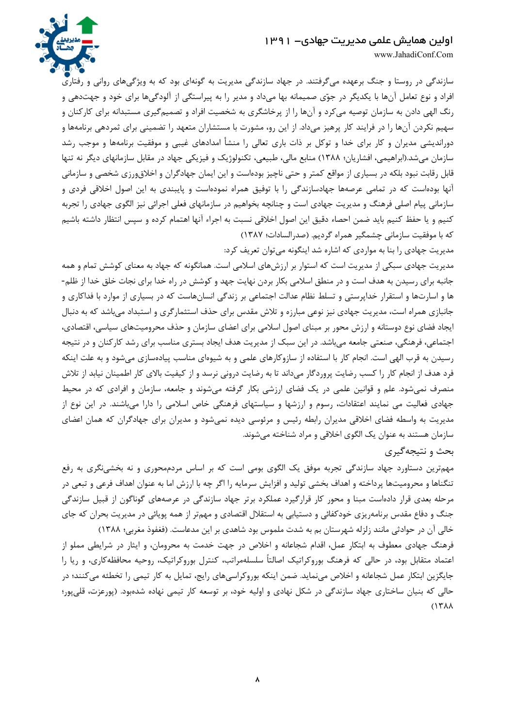سازندگی در روستا و جنگ برعهده می‌گرفتند. در جهاد سازندگی مدیریت به گونه‌ای بود که به ویژگی‌های روانی و رفتاری افراد و نوع تعامل آن‌ها با یکدیگر در جوّی صمیمانه بها می‌داد و مدیر را به پیراستگی از آلودگی‌ها برای خود و جهت‌دهی و رنگ الهی دادن به سازمان توصیه می‌کرد و آن‌ها را از پرخاشگری به شخصیت افراد و تصمیم‌گیری مستبدانه برای کارکنان و سهیم نکردن آن‌ها را در فرایند کار پرهیز می‌داد. از این رو، مشورت با مستشاران متعهد را تضمینی برای ثمردهی برنامه‌ها و دوراندیشی مدیران و کار برای خدا و توکل بر ذات باری تعالی را منشأ امدادهای غیبی و موفقیت برنامه‌ها و موجب رشد سازمان می‌شد.(ابراهیمی، افشاریان؛ ۱۳۸۸) منابع مالی، طبیعی، تکنولوژیک و فیزیکی جهاد در مقابل سازمانهای دیگر نه تنها قابل رقابت نبود بلکه در بسیاری از مواقع کمتر و حتی ناچیز بوده‌است و این ایمان جهادگران و اخلاق‌ورزی شخصی و سازمانی آنها بوده‌است که در تمامی عرصه‌ها جهادسازندگی را با توفیق همراه نموده‌است و پایبندی به این اصول اخلاقی فردی و سازمانی پیام اصلی فرهنگ و مدیریت جهادی است و چنانچه بخواهیم در سازمانهای فعلی اجرائی نیز الگوی جهادی را تجربه کنیم و یا حفظ کنیم باید ضمن احصاء دقیق این اصول اخلاقی نسبت به اجراء آنها اهتمام کرده و سپس انتظار داشته باشیم که با موفقیت سازمانی چشمگیر همراه گردیم. (صدرالسادات؛ ۱۳۸۷)

مدیریت جهادی را بنا به مواردی که اشاره شد اینگونه می‌توان تعریف کرد:

مدیریت جهادی سبکی از مدیریت است که استوار بر ارزش‌های اسلامی است. همانگونه که جهاد به معنای کوشش تمام و همه جانبه برای رسیدن به هدف است و در منطق اسلامی بکار بردن نهایت جهد و کوشش در راه خدا برای نجات خلق خدا از ظلم‌-ها و اسارت‌ها و استقرار خداپرستی و تسلط نظام عدالت اجتماعی بر زندگی انسان‌هاست که در بسیاری از موارد با فداکاری و جانبازی همراه است، مدیریت جهادی نیز نوعی مبارزه و تلاش مقدس برای حذف استثمارگری و استبداد می‌باشد که به دنبال ایجاد فضای نوع دوستانه و ارزش محور بر مبنای اصول اسلامی برای اعضای سازمان و حذف محرومیت‌های سیاسی، اقتصادی، اجتماعی، فرهنگی، صنعتی جامعه می‌باشد. در این سبک از مدیریت هدف ایجاد بستری مناسب برای رشد کارکنان و در نتیجه رسیدن به قرب الهی است. انجام کار با استفاده از سازوکارهای علمی و به شیوه‌ای مناسب پیاده‌سازی می‌شود و به علت اینکه فرد هدف از انجام کار را کسب رضایت پروردگار می‌داند تا به رضایت درونی نرسد و از کیفیت بالای کار اطمینان نیابد از تلاش منصرف نمی‌شود. علم و قوانین علمی در یک فضای ارزشی بکار گرفته می‌شوند و جامعه، سازمان و افرادی که در محیط جهادی فعالیت می نمایند اعتقادات، رسوم و ارزشها و سیاستهای فرهنگی خاص اسلامی را دارا می‌باشند. در این نوع از مدیریت به واسطه فضای اخلاقی مدیران رابطه رئیس و مرئوسی دیده نمی‌شود و مدیران برای جهادگران که همان اعضای سازمان هستند به عنوان یک الگوی اخلاقی و مراد شناخته می‌شوند.

## بحث و نتیجه‌گیری

مهم‌ترین دستاورد جهاد سازندگی تجربه موفق یک الگوی بومی است که بر اساس مردم‌محوری و نه بخشی‌نگری به رفع تنگناها و محرومیتها پرداخته و اهداف بخشی تولید و افزایش سرمایه را اگر چه با ارزش اما به عنوان اهداف فرعی و تبعی در مرحله بعدی قرار داده‌است مبنا و محور کار قرارگیرد عملکرد برتر جهاد سازندگی در عرصه‌های گوناگون از قبیل سازندگی جنگ و دفاع مقدس برنامه‌ریزی خودکفائی و دستیابی به استقلال اقتصادی و مهم‌تر از همه پویائی در مدیریت بحران که جای خالی آن در حوادثی مانند زلزله شهرستان بم به شدت ملموس بود شاهدی بر این مدعاست. (قفقوذ مغربی؛ ۱۳۸۸)

فرهنگ جهادی معطوف به ابتکار عمل، اقدام شجاعانه و اخلاص در جهت خدمت به محرومان، و ایثار در شرایطی مملو از اعتماد متقابل بود، در حالی که فرهنگ بوروکراتیک اصالتاً سلسله‌مراتب، کنترل بوروکراتیک، روحیه محافظه‌کاری، و ریا را جایگزین ابتکار عمل شجاعانه و اخلاص می‌نماید. ضمن اینکه بوروکراسی‌های رایج، تمایل به کار تیمی را تخطئه می‌کنند؛ در حالی که بنیان ساختاری جهاد سازندگی در شکل نهادی و اولیه خود، بر توسعه کار تیمی نهاده شده‌بود. (پورعزت، قلی‌پور؛ ۱۳۸۸)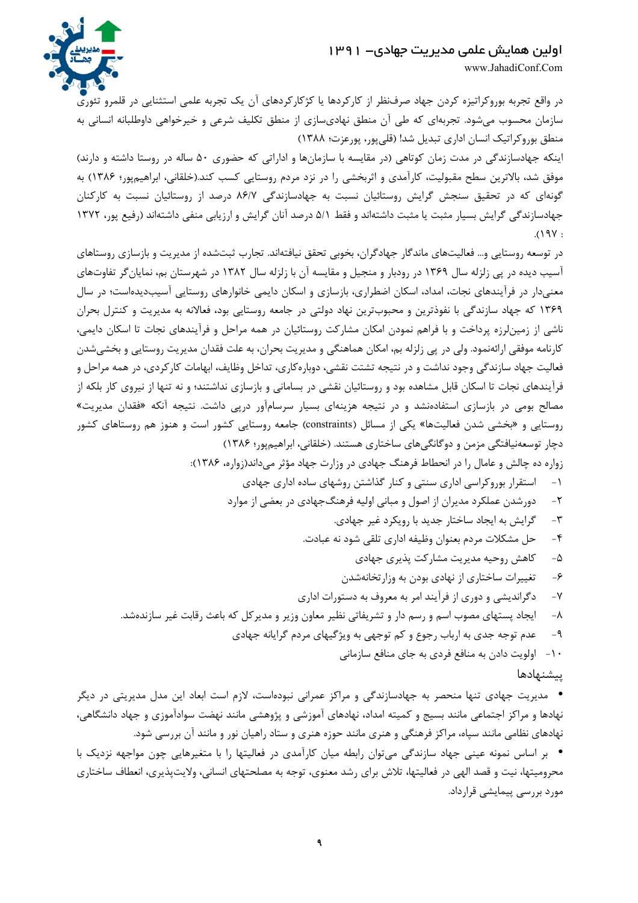در واقع تجربه بوروکراتیزه کردن جهاد صرف‌نظر از کارکردها یا کژکارکردهای آن یک تجربه علمی استثنایی در قلمرو تئوری سازمان محسوب می‌شود. تجربه‌ای که طی آن منطق نهادی‌سازی از منطق تکلیف شرعی و خیرخواهی داوطلبانه انسانی به منطق بوروکراتیک انسان اداری تبدیل شد! (قلی‌پور، پورعزت؛ ۱۳۸۸)

اینکه جهادسازندگی در مدت زمان کوتاهی (در مقایسه با سازمان‌ها و اداراتی که حضوری ۵۰ ساله در روستا داشته و دارند) موفق شد، بالاترین سطح مقبولیت، کارآمدی و اثربخشی را در نزد مردم روستایی کسب کند.(خلقانی، ابراهیم‌پور؛ ۱۳۸۶) به گونه‌ای که در تحقیق سنجش گرایش روستائیان نسبت به جهادسازندگی ۸۶/۷ درصد از روستائیان نسبت به کارکنان جهادسازندگی گرایش بسیار مثبت یا مثبت داشته‌اند و فقط ۵/۱ درصد آنان گرایش و ارزیابی منفی داشته‌اند (رفیع پور، ۱۳۷۲ : ۱۹۷).

در توسعه روستایی و... فعالیت‌های ماندگار جهادگران، بخوبی تحقق نیافته‌اند. تجارب ثبت‌شده از مدیریت و بازسازی روستاهای آسیب دیده در پی زلزله سال ۱۳۶۹ در رودبار و منجیل و مقایسه آن با زلزله سال ۱۳۸۲ در شهرستان بم، نمایان‌گر تفاوت‌های معنی‌دار در فرآیندهای نجات، امداد، اسکان اضطراری، بازسازی و اسکان دایمی خانوارهای روستایی آسیب‌دیده‌است؛ در سال ۱۳۶۹ که جهاد سازندگی با نفوذترین و محبوب‌ترین نهاد دولتی در جامعه روستایی بود، فعالانه به مدیریت و کنترل بحران ناشی از زمین‌لرزه پرداخت و با فراهم نمودن امکان مشارکت روستائیان در همه مراحل و فرآیندهای نجات تا اسکان دایمی، کارنامه موفقی ارائه‌نمود. ولی در پی زلزله بم، امکان هماهنگی و مدیریت بحران، به علت فقدان مدیریت روستایی و بخشی‌شدن فعالیت جهاد سازندگی وجود نداشت و در نتیجه تشتت نقشی، دوباره‌کاری، تداخل وظایف، ابهامات کارکردی، در همه مراحل و فرآیندهای نجات تا اسکان قابل مشاهده بود و روستائیان نقشی در بسامانی و بازسازی نداشتند؛ و نه تنها از نیروی کار بلکه از مصالح بومی در بازسازی استفاده‌نشد و در نتیجه هزینه‌ای بسیار سرسام‌آور درپی داشت. نتیجه آنکه «فقدان مدیریت» روستایی و «بخشی شدن فعالیت‌ها» یکی از مسائل (constraints) جامعه روستایی کشور است و هنوز هم روستاهای کشور دچار توسعه‌نیافتگی مزمن و دوگانگی‌های ساختاری هستند. (خلقانی، ابراهیم‌پور؛ ۱۳۸۶)

زواره ده چالش و عامل را در انحطاط فرهنگ جهادی در وزارت جهاد مؤثر می‌داند(زواره، ۱۳۸۶):

۱- استقرار بوروکراسی اداری سنتی و کنار گذاشتن روشهای ساده اداری جهادی
۲- دورشدن عملکرد مدیران از اصول و مبانی اولیه فرهنگ‌جهادی در بعضی از موارد
۳- گرایش به ایجاد ساختار جدید با رویکرد غیر جهادی.
۴- حل مشکلات مردم بعنوان وظیفه اداری تلقی شود نه عبادت.
۵- کاهش روحیه مدیریت مشارکت پذیری جهادی
۶- تغییرات ساختاری از نهادی بودن به وزارتخانه‌شدن
۷- دگراندیشی و دوری از فرآیند امر به معروف به دستورات اداری
۸- ایجاد پستهای مصوب اسم و رسم دار و تشریفاتی نظیر معاون وزیر و مدیرکل که باعث رقابت غیر سازنده‌شد.
۹- عدم توجه جدی به ارباب رجوع و کم توجهی به ویژگیهای مردم گرایانه جهادی
۱۰- اولویت دادن به منافع فردی به جای منافع سازمانی

## پیشنهادها

- مدیریت جهادی تنها منحصر به جهادسازندگی و مراکز عمرانی نبوده‌است، لازم است ابعاد این مدل مدیریتی در دیگر نهادها و مراکز اجتماعی مانند بسیج و کمیته امداد، نهادهای آموزشی و پژوهشی مانند نهضت سوادآموزی و جهاد دانشگاهی، نهادهای نظامی مانند سپاه، مراکز فرهنگی و هنری مانند حوزه هنری و ستاد راهیان نور و مانند آن بررسی شود.
- بر اساس نمونه عینی جهاد سازندگی می‌توان رابطه میان کارآمدی در فعالیتها را با متغیرهایی چون مواجهه نزدیک با محرومیتها، نیت و قصد الهی در فعالیتها، تلاش برای رشد معنوی، توجه به مصلحتهای انسانی، ولایت‌پذیری، انعطاف ساختاری مورد بررسی پیمایشی قرارداد.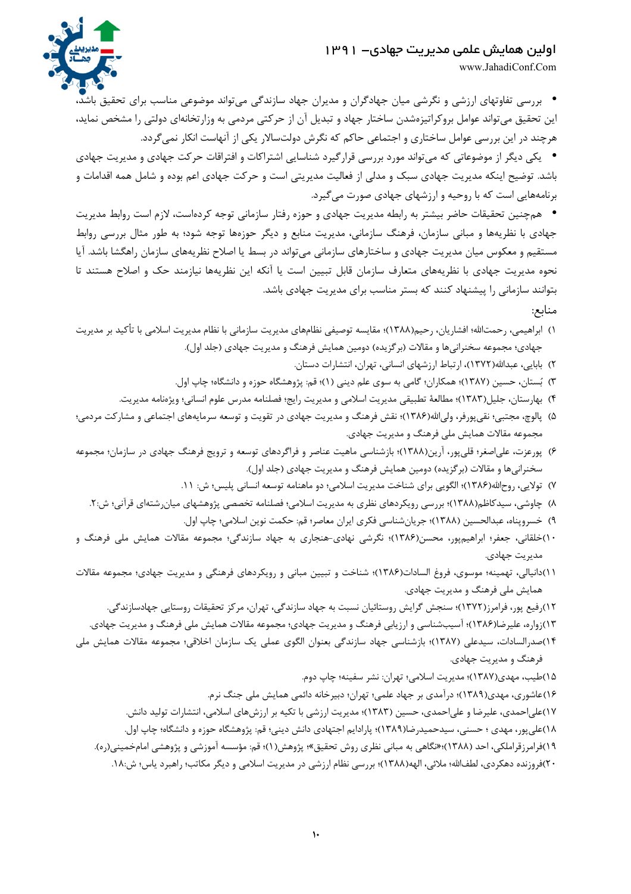- بررسی تفاوتهای ارزشی و نگرشی میان جهادگران و مدیران جهاد سازندگی می‌تواند موضوعی مناسب برای تحقیق باشد، این تحقیق می‌تواند عوامل بروکراتیزه‌شدن ساختار جهاد و تبدیل آن از حرکتی مردمی به وزارتخانه‌ای دولتی را مشخص نماید، هرچند در این بررسی عوامل ساختاری و اجتماعی حاکم که نگرش دولت‌سالار یکی از آنهاست انکار نمی‌گردد.
- یکی دیگر از موضوعاتی که می‌تواند مورد بررسی قرارگیرد شناسایی اشتراکات و افتراقات حرکت جهادی و مدیریت جهادی باشد. توضیح اینکه مدیریت جهادی سبک و مدلی از فعالیت مدیریتی است و حرکت جهادی اعم بوده و شامل همه اقدامات و برنامه‌هایی است که با روحیه و ارزشهای جهادی صورت می‌گیرد.
- هم‌چنین تحقیقات حاضر بیشتر به رابطه مدیریت جهادی و حوزه رفتار سازمانی توجه کرده‌است، لازم است روابط مدیریت جهادی با نظریه‌ها و مبانی سازمان، فرهنگ سازمانی، مدیریت منابع و دیگر حوزه‌ها توجه شود؛ به طور مثال بررسی روابط مستقیم و معکوس میان مدیریت جهادی و ساختارهای سازمانی می‌تواند در بسط یا اصلاح نظریه‌های سازمان راهگشا باشد. آیا نحوه مدیریت جهادی با نظریه‌های متعارف سازمان قابل تبیین است یا آنکه این نظریه‌ها نیازمند حک و اصلاح هستند تا بتوانند سازمانی را پیشنهاد کنند که بستر مناسب برای مدیریت جهادی باشد.

منابع:

۱) ابراهیمی، رحمت‌الله؛ افشاریان، رحیم(۱۳۸۸)؛ مقایسه توصیفی نظام‌های مدیریت سازمانی با نظام مدیریت اسلامی با تأکید بر مدیریت جهادی؛ مجموعه سخنرانی‌ها و مقالات (برگزیده) دومین همایش فرهنگ و مدیریت جهادی (جلد اول).

۲) بابایی، عبدالله(۱۳۷۲)، ارتباط ارزشهای انسانی، تهران، انتشارات دستان.

۳) بُستان، حسین (۱۳۸۷)؛ همکاران؛ گامی به سوی علم دینی (۱)؛ قم: پژوهشگاه حوزه و دانشگاه؛ چاپ اول.

۴) بهارستان، جلیل(۱۳۸۳)؛ مطالعهٔ تطبیقی مدیریت اسلامی و مدیریت رایج؛ فصلنامه مدرس علوم انسانی؛ ویژه‌نامه مدیریت.

۵) پالوچ، مجتبی؛ نقی‌پورفر، ولی‌الله(۱۳۸۶)؛ نقش فرهنگ و مدیریت جهادی در تقویت و توسعه سرمایه‌های اجتماعی و مشارکت مردمی؛ مجموعه مقالات همایش ملی فرهنگ و مدیریت جهادی.

۶) پورعزت، علی‌اصغر؛ قلی‌پور، آرین(۱۳۸۸)؛ بازشناسی ماهیت عناصر و فراگردهای توسعه و ترویج فرهنگ جهادی در سازمان؛ مجموعه سخنرانی‌ها و مقالات (برگزیده) دومین همایش فرهنگ و مدیریت جهادی (جلد اول).

۷) تولایی، روح‌الله(۱۳۸۶)؛ الگویی برای شناخت مدیریت اسلامی؛ دو ماهنامه توسعه انسانی پلیس؛ ش: ۱۱.

۸) چاوشی، سیدکاظم(۱۳۸۸)؛ بررسی رویکردهای نظری به مدیریت اسلامی؛ فصلنامه تخصصی پژوهشهای میان‌رشته‌ای قرآنی؛ ش:۲.

۹) خسروپناه، عبدالحسین (۱۳۸۸)؛ جریان‌شناسی فکری ایران معاصر؛ قم: حکمت نوین اسلامی؛ چاپ اول.

۱۰)خلقانی، جعفر؛ ابراهیم‌پور، محسن(۱۳۸۶)؛ نگرشی نهادی-هنجاری به جهاد سازندگی؛ مجموعه مقالات همایش ملی فرهنگ و مدیریت جهادی.

۱۱)دانیالی، تهمینه؛ موسوی، فروغ السادات(۱۳۸۶)؛ شناخت و تبیین مبانی و رویکردهای فرهنگی و مدیریت جهادی؛ مجموعه مقالات همایش ملی فرهنگ و مدیریت جهادی.

۱۲)رفیع پور، فرامرز(۱۳۷۲)؛ سنجش گرایش روستائیان نسبت به جهاد سازندگی، تهران، مرکز تحقیقات روستایی جهادسازندگی.

۱۳)زواره، علیرضا(۱۳۸۶)؛ آسیب‌شناسی و ارزیابی فرهنگ و مدیریت جهادی؛ مجموعه مقالات همایش ملی فرهنگ و مدیریت جهادی.

۱۴)صدرالسادات، سیدعلی (۱۳۸۷)؛ بازشناسی جهاد سازندگی بعنوان الگوی عملی یک سازمان اخلاقی؛ مجموعه مقالات همایش ملی فرهنگ و مدیریت جهادی.

۱۵)طیب، مهدی(۱۳۸۷)؛ مدیریت اسلامی؛ تهران: نشر سفینه؛ چاپ دوم.

۱۶)عاشوری، مهدی(۱۳۸۹)؛ درآمدی بر جهاد علمی؛ تهران؛ دبیرخانه دائمی همایش ملی جنگ نرم.

۱۷)علی‌احمدی، علیرضا و علی‌احمدی، حسین (۱۳۸۳)؛ مدیریت ارزشی با تکیه بر ارزش‌های اسلامی، انتشارات تولید دانش.

۱۸)علی‌پور، مهدی ؛ حسنی، سیدحمیدرضا(۱۳۸۹)؛ پارادایم اجتهادی دانش دینی؛ قم: پژوهشگاه حوزه و دانشگاه؛ چاپ اول.

۱۹)فرامرزقراملکی، احد (۱۳۸۸)؛«نگاهی به مبانی نظری روش تحقیق»؛ پژوهش(۱)؛ قم: مؤسسه آموزشی و پژوهشی امام‌خمینی(ره).

۲۰)فروزنده دهکردی، لطف‌الله؛ ملائی، الهه(۱۳۸۸)؛ بررسی نظام ارزشی در مدیریت اسلامی و دیگر مکاتب؛ راهبرد یاس؛ ش:۱۸.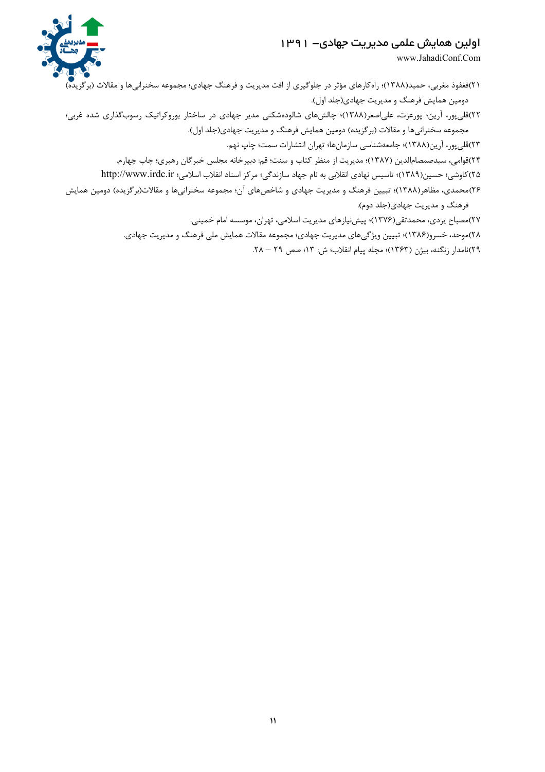۲۱)فغفوذ مغربی، حمید(۱۳۸۸)؛ راه‌کارهای مؤثر در جلوگیری از افت مدیریت و فرهنگ جهادی؛ مجموعه سخنرانی‌ها و مقالات (برگزیده) دومین همایش فرهنگ و مدیریت جهادی(جلد اول).

۲۲)قلی‌پور، آرین؛ پورعزت، علی‌اصغر(۱۳۸۸)؛ چالش‌های شالوده‌شکنی مدیر جهادی در ساختار بوروکراتیک رسوب‌گذاری شده غربی؛ مجموعه سخنرانی‌ها و مقالات (برگزیده) دومین همایش فرهنگ و مدیریت جهادی(جلد اول).

۲۳)قلی‌پور، آرین(۱۳۸۸)؛ جامعه‌شناسی سازمان‌ها؛ تهران انتشارات سمت؛ چاپ نهم.

۲۴)قوامی، سیدصمصام‌الدین (۱۳۸۷)؛ مدیریت از منظر کتاب و سنت؛ قم: دبیرخانه مجلس خبرگان رهبری؛ چاپ چهارم.

۲۵)کاوشی؛ حسین(۱۳۸۹)؛ تاسیس نهادی انقلابی به نام جهاد سازندگی؛ مرکز اسناد انقلاب اسلامی؛ http://www.irdc.ir

۲۶)محمدی، مظاهر(۱۳۸۸)؛ تبیین فرهنگ و مدیریت جهادی و شاخص‌های آن؛ مجموعه سخنرانی‌ها و مقالات(برگزیده) دومین همایش فرهنگ و مدیریت جهادی(جلد دوم).

۲۷)مصباح یزدی، محمدتقی(۱۳۷۶)؛ پیش‌نیازهای مدیریت اسلامی، تهران، موسسه امام خمینی.

۲۸)موحد، خسرو(۱۳۸۶)؛ تبیین ویژگی‌های مدیریت جهادی؛ مجموعه مقالات همایش ملی فرهنگ و مدیریت جهادی.

۲۹)نامدار زنگنه، بیژن (۱۳۶۳)؛ مجله پیام انقلاب؛ ش: ۱۳؛ صص ۲۹ – ۲۸.